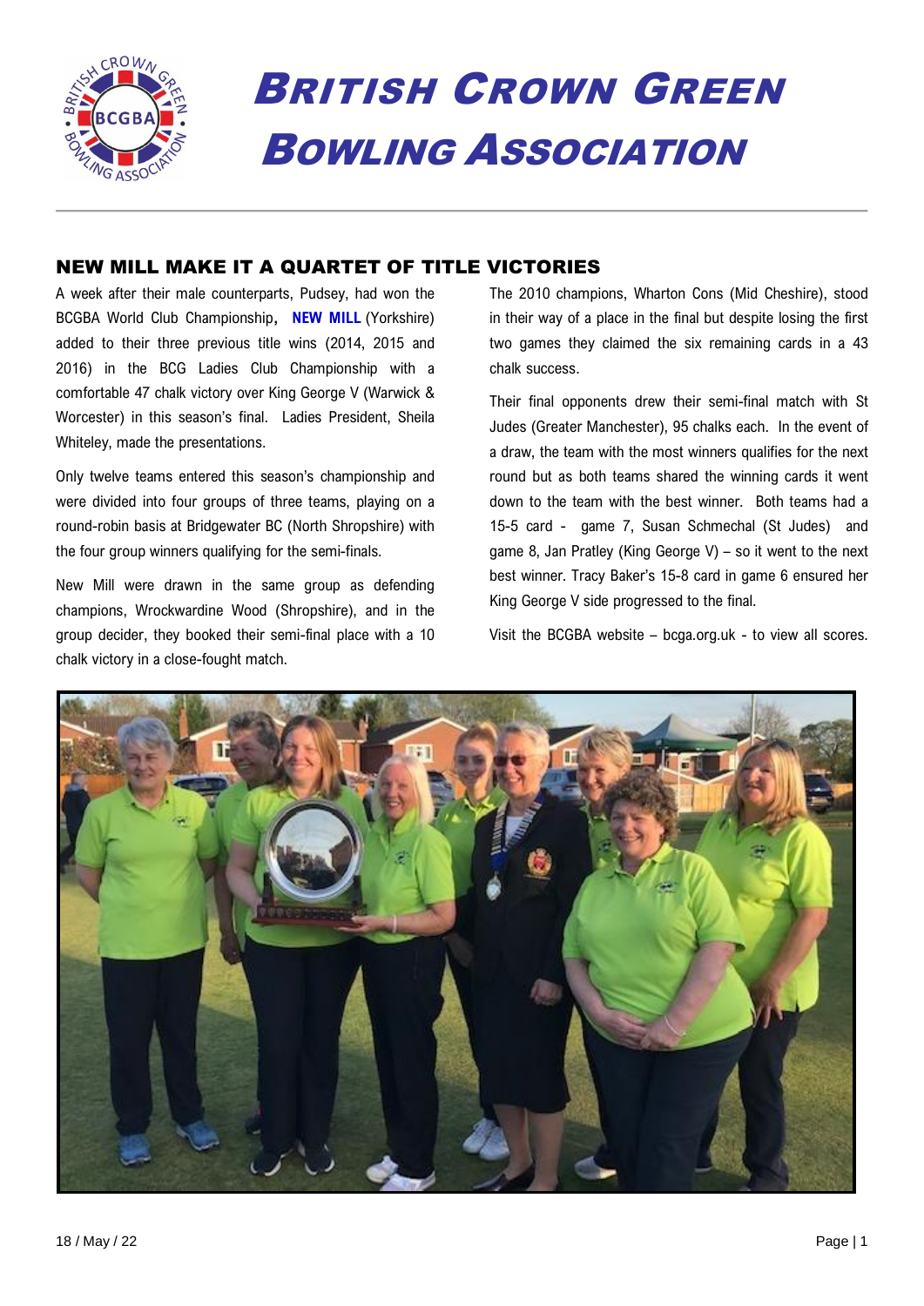# British Crown Green Bowling Association

## NEW MILL MAKE IT A QUARTET OF TITLE VICTORIES

A week after their male counterparts, Pudsey, had won the BCGBA World Club Championship, **NEW MILL** (Yorkshire) added to their three previous title wins (2014, 2015 and 2016) in the BCG Ladies Club Championship with a comfortable 47 chalk victory over King George V (Warwick & Worcester) in this season's final. Ladies President, Sheila Whiteley, made the presentations.

Only twelve teams entered this season's championship and were divided into four groups of three teams, playing on a round-robin basis at Bridgewater BC (North Shropshire) with the four group winners qualifying for the semi-finals.

New Mill were drawn in the same group as defending champions, Wrockwardine Wood (Shropshire), and in the group decider, they booked their semi-final place with a 10 chalk victory in a close-fought match.

The 2010 champions, Wharton Cons (Mid Cheshire), stood in their way of a place in the final but despite losing the first two games they claimed the six remaining cards in a 43 chalk success.

Their final opponents drew their semi-final match with St Judes (Greater Manchester), 95 chalks each. In the event of a draw, the team with the most winners qualifies for the next round but as both teams shared the winning cards it went down to the team with the best winner. Both teams had a 15-5 card - game 7, Susan Schmechal (St Judes) and game 8, Jan Pratley (King George V) – so it went to the next best winner. Tracy Baker's 15-8 card in game 6 ensured her King George V side progressed to the final.

Visit the BCGBA website – bcga.org.uk - to view all scores.

18 / May / 22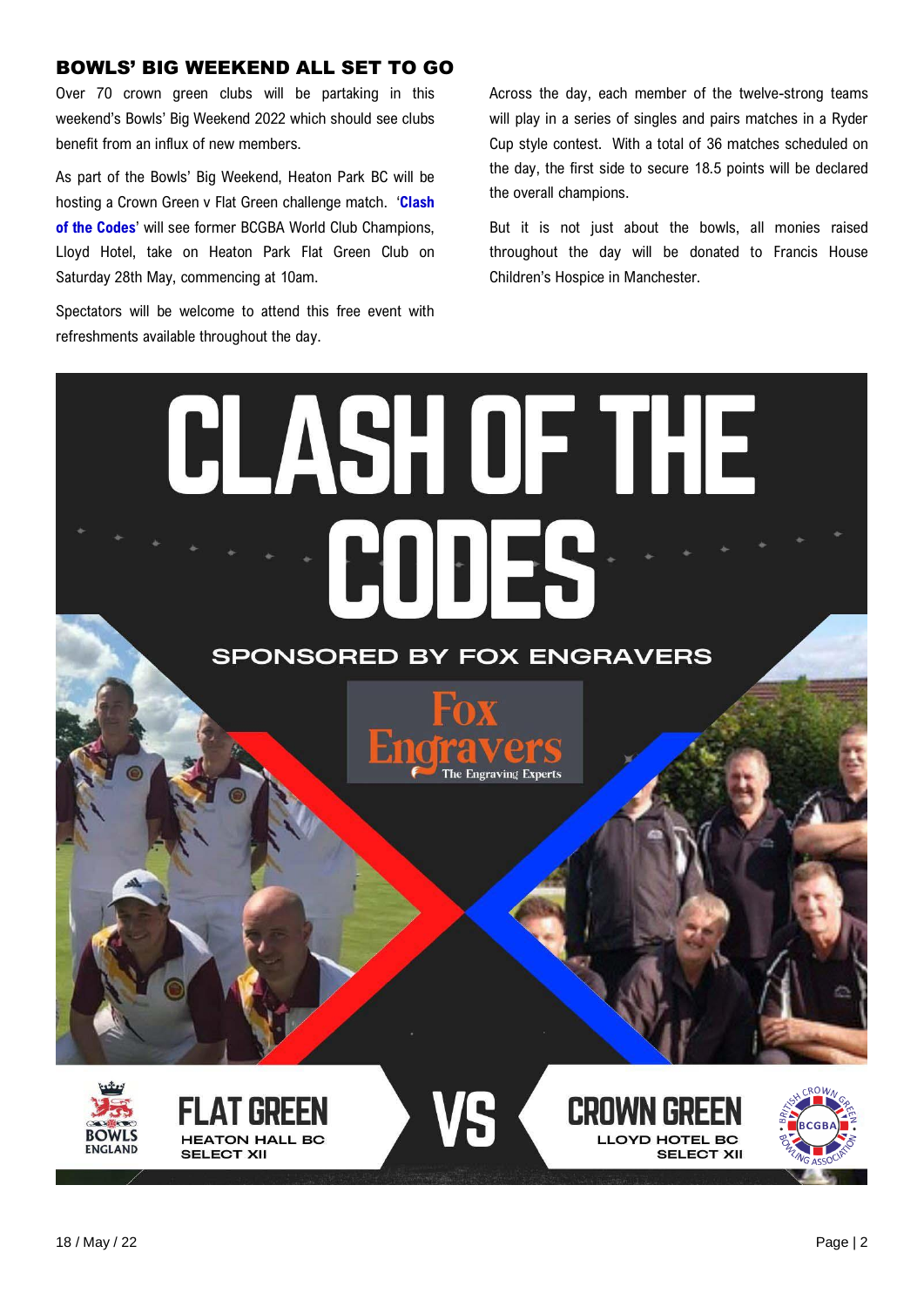## BOWLS' BIG WEEKEND ALL SET TO GO

Over 70 crown green clubs will be partaking in this weekend's Bowls' Big Weekend 2022 which should see clubs benefit from an influx of new members.

As part of the Bowls' Big Weekend, Heaton Park BC will be hosting a Crown Green v Flat Green challenge match. '**Clash of the Codes**' will see former BCGBA World Club Champions, Lloyd Hotel, take on Heaton Park Flat Green Club on Saturday 28th May, commencing at 10am.

Spectators will be welcome to attend this free event with refreshments available throughout the day.

Across the day, each member of the twelve-strong teams will play in a series of singles and pairs matches in a Ryder Cup style contest. With a total of 36 matches scheduled on the day, the first side to secure 18.5 points will be declared the overall champions.

But it is not just about the bowls, all monies raised throughout the day will be donated to Francis House Children's Hospice in Manchester.

# CLASH OF THE CODES

SPONSORED BY FOX ENGRAVERS

Fox Engravers
The Engraving Experts

**FLAT GREEN**
HEATON HALL BC
SELECT XII

**VS**

**CROWN GREEN**
LLOYD HOTEL BC
SELECT XII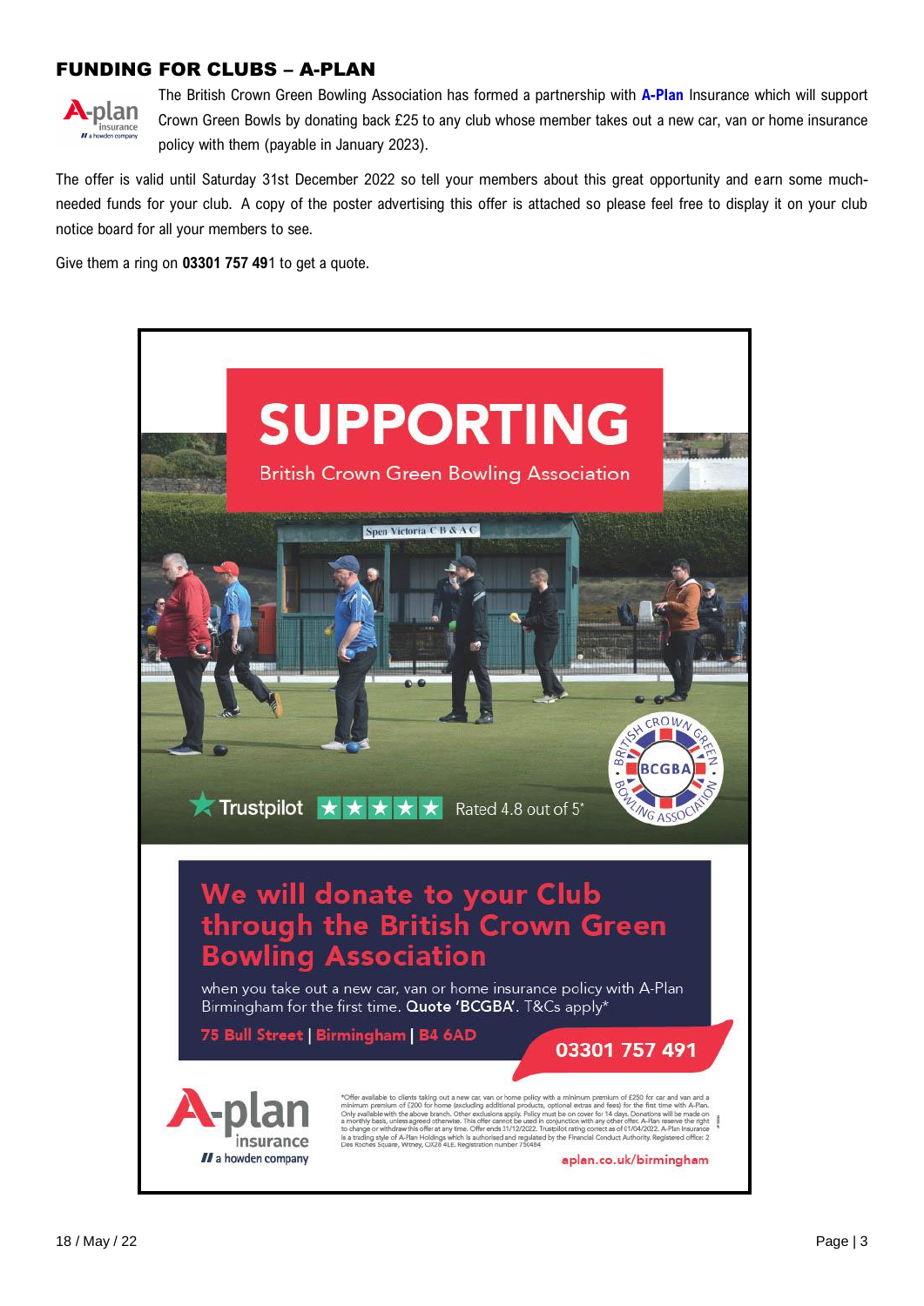## FUNDING FOR CLUBS – A-PLAN

The British Crown Green Bowling Association has formed a partnership with **A-Plan** Insurance which will support Crown Green Bowls by donating back £25 to any club whose member takes out a new car, van or home insurance policy with them (payable in January 2023).

The offer is valid until Saturday 31st December 2022 so tell your members about this great opportunity and earn some much-needed funds for your club. A copy of the poster advertising this offer is attached so please feel free to display it on your club notice board for all your members to see.

Give them a ring on **03301 757 49**1 to get a quote.

# SUPPORTING

British Crown Green Bowling Association

Trustpilot ★★★★★ Rated 4.8 out of 5*

## We will donate to your Club through the British Crown Green Bowling Association

when you take out a new car, van or home insurance policy with A-Plan Birmingham for the first time. **Quote 'BCGBA'**. T&Cs apply*

**75 Bull Street | Birmingham | B4 6AD**

**03301 757 491**

A-plan insurance — a howden company

*Offer available to clients taking out a new car, van or home policy with a minimum premium of £250 for car and van and a minimum premium of £200 for home (excluding additional products, optional extras and fees) for the first time with A-Plan. Only available with the above branch. Other exclusions apply. Policy must be on cover for 14 days. Donations will be made on a monthly basis, unless agreed otherwise. This offer cannot be used in conjunction with any other offer. A-Plan reserve the right to change or withdraw this offer at any time. Offer ends 31/12/2022. Trustpilot rating correct as of 01/04/2022. A-Plan Insurance is a trading style of A-Plan Holdings which is authorised and regulated by the Financial Conduct Authority. Registered office: 2 Des Roches Square, Witney, OX28 4LE. Registration number 750484

aplan.co.uk/birmingham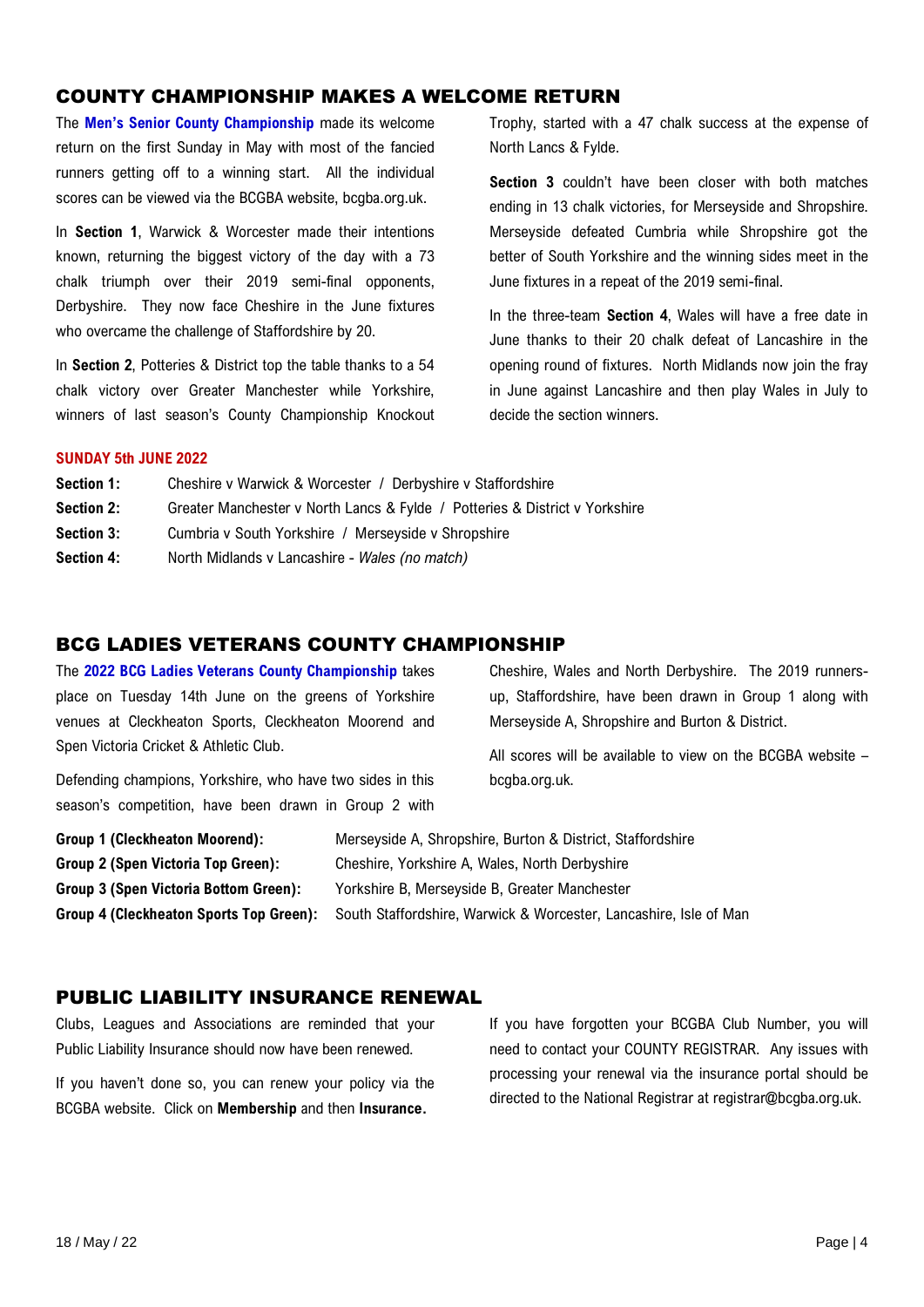## COUNTY CHAMPIONSHIP MAKES A WELCOME RETURN

The **Men's Senior County Championship** made its welcome return on the first Sunday in May with most of the fancied runners getting off to a winning start. All the individual scores can be viewed via the BCGBA website, bcgba.org.uk.

In **Section 1**, Warwick & Worcester made their intentions known, returning the biggest victory of the day with a 73 chalk triumph over their 2019 semi-final opponents, Derbyshire. They now face Cheshire in the June fixtures who overcame the challenge of Staffordshire by 20.

In **Section 2**, Potteries & District top the table thanks to a 54 chalk victory over Greater Manchester while Yorkshire, winners of last season's County Championship Knockout Trophy, started with a 47 chalk success at the expense of North Lancs & Fylde.

**Section 3** couldn't have been closer with both matches ending in 13 chalk victories, for Merseyside and Shropshire. Merseyside defeated Cumbria while Shropshire got the better of South Yorkshire and the winning sides meet in the June fixtures in a repeat of the 2019 semi-final.

In the three-team **Section 4**, Wales will have a free date in June thanks to their 20 chalk defeat of Lancashire in the opening round of fixtures. North Midlands now join the fray in June against Lancashire and then play Wales in July to decide the section winners.

**SUNDAY 5th JUNE 2022**

| | |
|---|---|
| **Section 1:** | Cheshire v Warwick & Worcester / Derbyshire v Staffordshire |
| **Section 2:** | Greater Manchester v North Lancs & Fylde / Potteries & District v Yorkshire |
| **Section 3:** | Cumbria v South Yorkshire / Merseyside v Shropshire |
| **Section 4:** | North Midlands v Lancashire - *Wales (no match)* |

## BCG LADIES VETERANS COUNTY CHAMPIONSHIP

The **2022 BCG Ladies Veterans County Championship** takes place on Tuesday 14th June on the greens of Yorkshire venues at Cleckheaton Sports, Cleckheaton Moorend and Spen Victoria Cricket & Athletic Club.

Defending champions, Yorkshire, who have two sides in this season's competition, have been drawn in Group 2 with Cheshire, Wales and North Derbyshire. The 2019 runners-up, Staffordshire, have been drawn in Group 1 along with Merseyside A, Shropshire and Burton & District.

All scores will be available to view on the BCGBA website – bcgba.org.uk.

| | |
|---|---|
| **Group 1 (Cleckheaton Moorend):** | Merseyside A, Shropshire, Burton & District, Staffordshire |
| **Group 2 (Spen Victoria Top Green):** | Cheshire, Yorkshire A, Wales, North Derbyshire |
| **Group 3 (Spen Victoria Bottom Green):** | Yorkshire B, Merseyside B, Greater Manchester |
| **Group 4 (Cleckheaton Sports Top Green):** | South Staffordshire, Warwick & Worcester, Lancashire, Isle of Man |

## PUBLIC LIABILITY INSURANCE RENEWAL

Clubs, Leagues and Associations are reminded that your Public Liability Insurance should now have been renewed.

If you haven't done so, you can renew your policy via the BCGBA website. Click on **Membership** and then **Insurance.**

If you have forgotten your BCGBA Club Number, you will need to contact your COUNTY REGISTRAR. Any issues with processing your renewal via the insurance portal should be directed to the National Registrar at registrar@bcgba.org.uk.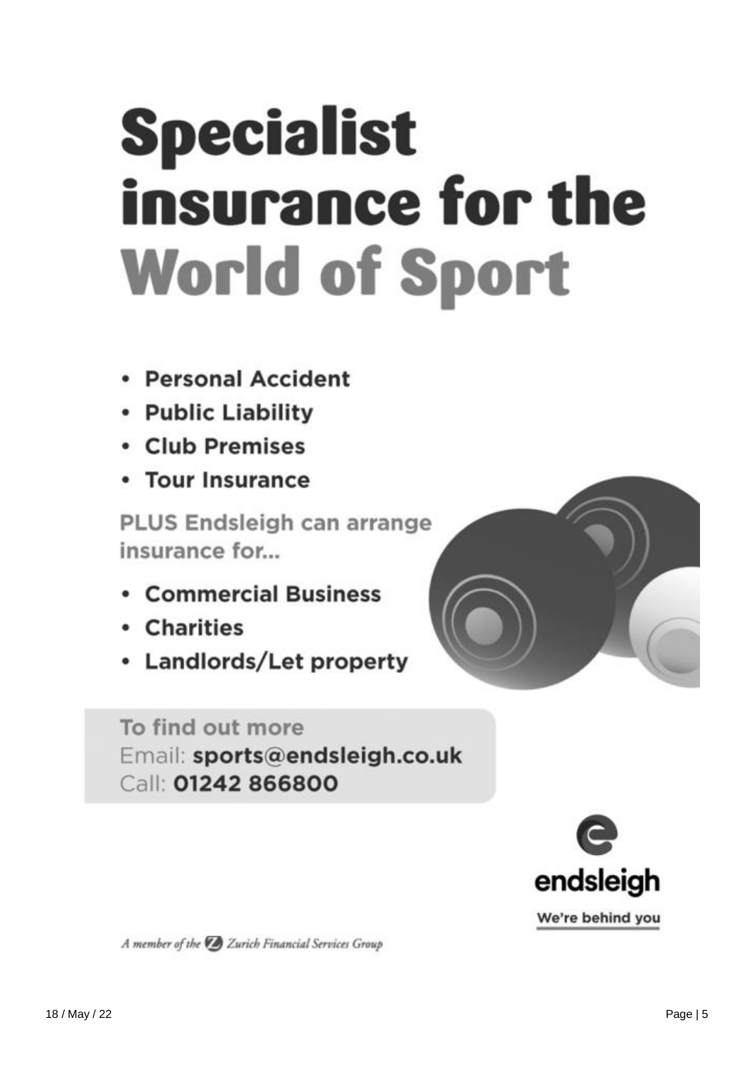# Specialist insurance for the World of Sport

- Personal Accident
- Public Liability
- Club Premises
- Tour Insurance

**PLUS Endsleigh can arrange insurance for...**

- Commercial Business
- Charities
- Landlords/Let property

**To find out more**
Email: **sports@endsleigh.co.uk**
Call: **01242 866800**

endsleigh
We're behind you

*A member of the Zurich Financial Services Group*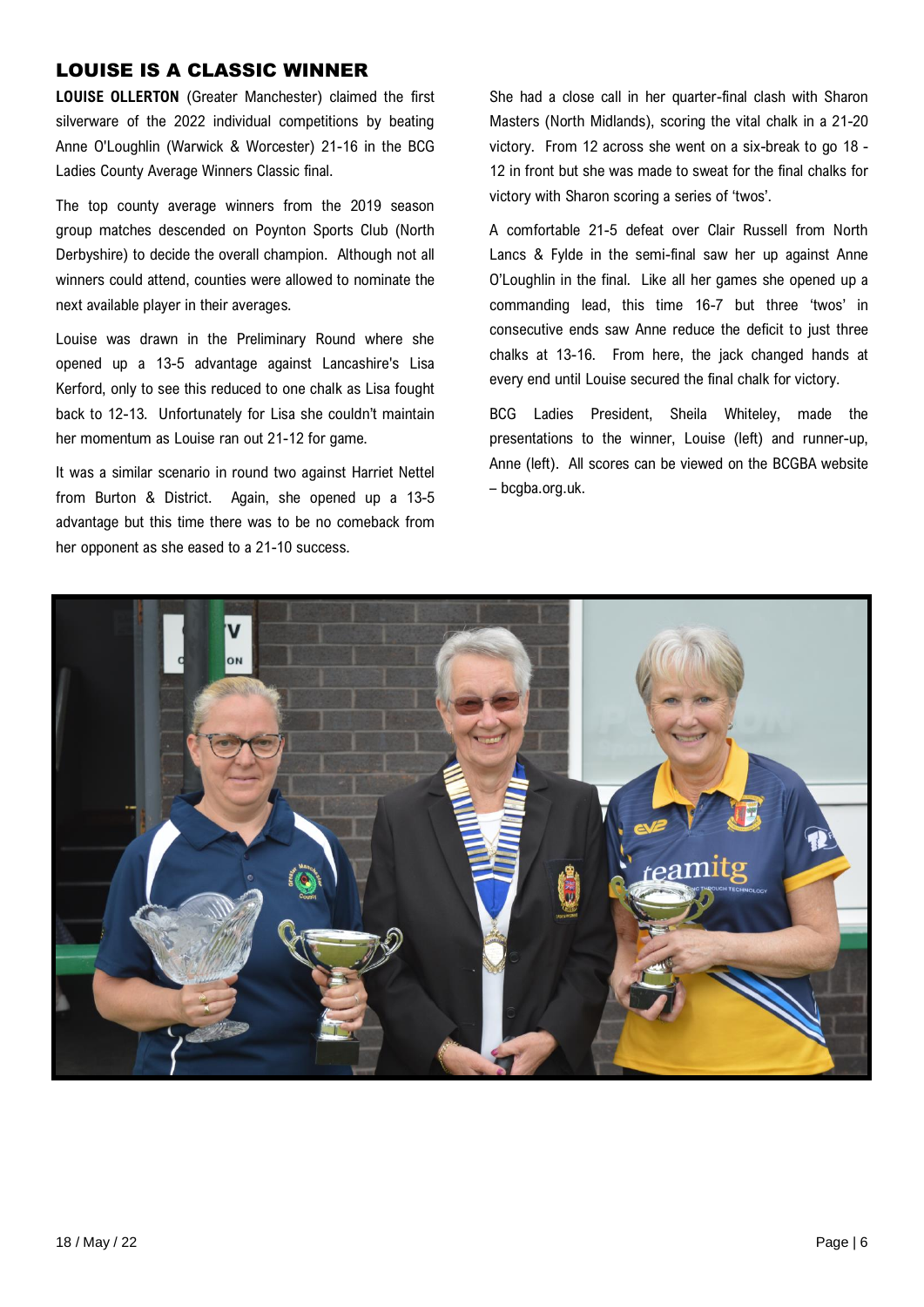## LOUISE IS A CLASSIC WINNER

**LOUISE OLLERTON** (Greater Manchester) claimed the first silverware of the 2022 individual competitions by beating Anne O'Loughlin (Warwick & Worcester) 21-16 in the BCG Ladies County Average Winners Classic final.

The top county average winners from the 2019 season group matches descended on Poynton Sports Club (North Derbyshire) to decide the overall champion. Although not all winners could attend, counties were allowed to nominate the next available player in their averages.

Louise was drawn in the Preliminary Round where she opened up a 13-5 advantage against Lancashire's Lisa Kerford, only to see this reduced to one chalk as Lisa fought back to 12-13. Unfortunately for Lisa she couldn't maintain her momentum as Louise ran out 21-12 for game.

It was a similar scenario in round two against Harriet Nettel from Burton & District. Again, she opened up a 13-5 advantage but this time there was to be no comeback from her opponent as she eased to a 21-10 success.

She had a close call in her quarter-final clash with Sharon Masters (North Midlands), scoring the vital chalk in a 21-20 victory. From 12 across she went on a six-break to go 18 - 12 in front but she was made to sweat for the final chalks for victory with Sharon scoring a series of 'twos'.

A comfortable 21-5 defeat over Clair Russell from North Lancs & Fylde in the semi-final saw her up against Anne O'Loughlin in the final. Like all her games she opened up a commanding lead, this time 16-7 but three 'twos' in consecutive ends saw Anne reduce the deficit to just three chalks at 13-16. From here, the jack changed hands at every end until Louise secured the final chalk for victory.

BCG Ladies President, Sheila Whiteley, made the presentations to the winner, Louise (left) and runner-up, Anne (left). All scores can be viewed on the BCGBA website – bcgba.org.uk.

18 / May / 22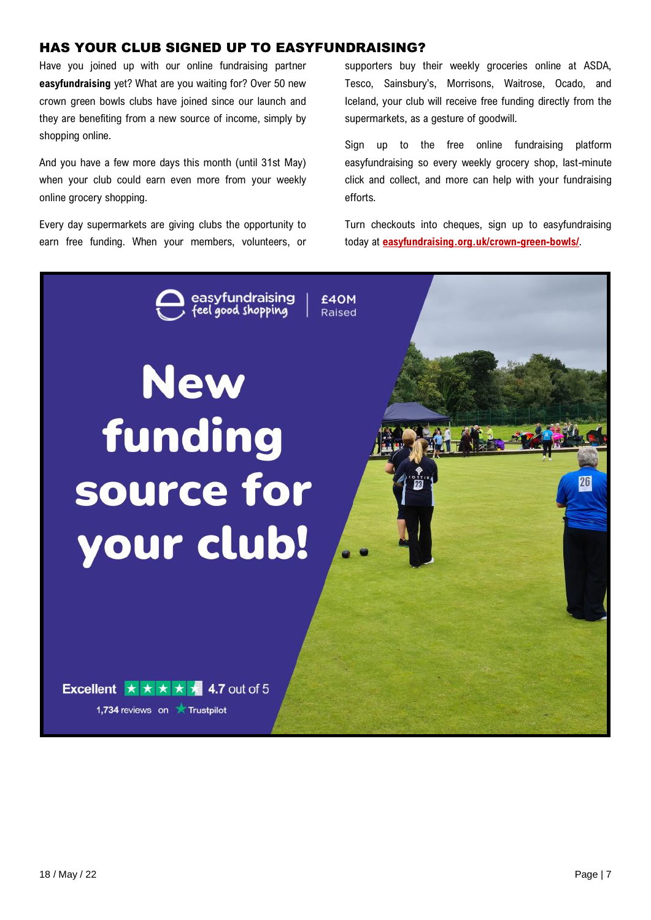## HAS YOUR CLUB SIGNED UP TO EASYFUNDRAISING?

Have you joined up with our online fundraising partner **easyfundraising** yet? What are you waiting for? Over 50 new crown green bowls clubs have joined since our launch and they are benefiting from a new source of income, simply by shopping online.

And you have a few more days this month (until 31st May) when your club could earn even more from your weekly online grocery shopping.

Every day supermarkets are giving clubs the opportunity to earn free funding. When your members, volunteers, or supporters buy their weekly groceries online at ASDA, Tesco, Sainsbury's, Morrisons, Waitrose, Ocado, and Iceland, your club will receive free funding directly from the supermarkets, as a gesture of goodwill.

Sign up to the free online fundraising platform easyfundraising so every weekly grocery shop, last-minute click and collect, and more can help with your fundraising efforts.

Turn checkouts into cheques, sign up to easyfundraising today at **easyfundraising.org.uk/crown-green-bowls/**.

easyfundraising feel good shopping | £40M Raised

# New funding source for your club!

Excellent 4.7 out of 5
1,734 reviews on Trustpilot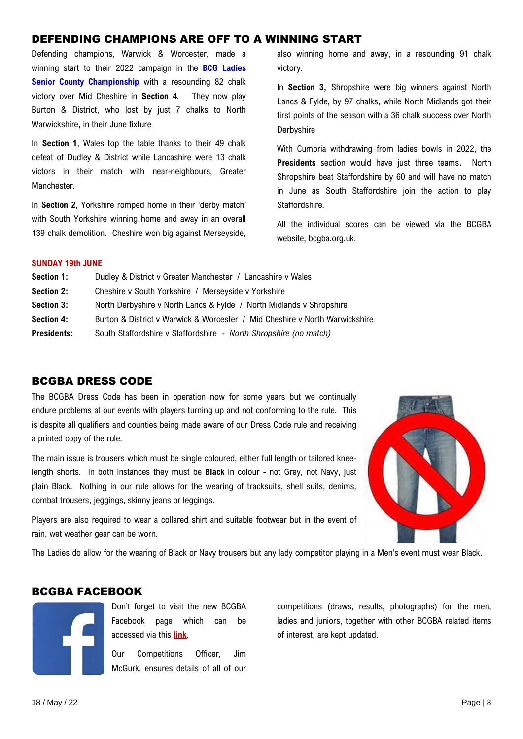## DEFENDING CHAMPIONS ARE OFF TO A WINNING START

Defending champions, Warwick & Worcester, made a winning start to their 2022 campaign in the **BCG Ladies Senior County Championship** with a resounding 82 chalk victory over Mid Cheshire in **Section 4**. They now play Burton & District, who lost by just 7 chalks to North Warwickshire, in their June fixture

In **Section 1**, Wales top the table thanks to their 49 chalk defeat of Dudley & District while Lancashire were 13 chalk victors in their match with near-neighbours, Greater Manchester.

In **Section 2**, Yorkshire romped home in their 'derby match' with South Yorkshire winning home and away in an overall 139 chalk demolition. Cheshire won big against Merseyside, also winning home and away, in a resounding 91 chalk victory.

In **Section 3,** Shropshire were big winners against North Lancs & Fylde, by 97 chalks, while North Midlands got their first points of the season with a 36 chalk success over North Derbyshire

With Cumbria withdrawing from ladies bowls in 2022, the **Presidents** section would have just three teams**.** North Shropshire beat Staffordshire by 60 and will have no match in June as South Staffordshire join the action to play Staffordshire.

All the individual scores can be viewed via the BCGBA website, bcgba.org.uk.

**SUNDAY 19th JUNE**

| | |
|---|---|
| **Section 1:** | Dudley & District v Greater Manchester / Lancashire v Wales |
| **Section 2:** | Cheshire v South Yorkshire / Merseyside v Yorkshire |
| **Section 3:** | North Derbyshire v North Lancs & Fylde / North Midlands v Shropshire |
| **Section 4:** | Burton & District v Warwick & Worcester / Mid Cheshire v North Warwickshire |
| **Presidents:** | South Staffordshire v Staffordshire - *North Shropshire (no match)* |

## BCGBA DRESS CODE

The BCGBA Dress Code has been in operation now for some years but we continually endure problems at our events with players turning up and not conforming to the rule. This is despite all qualifiers and counties being made aware of our Dress Code rule and receiving a printed copy of the rule.

The main issue is trousers which must be single coloured, either full length or tailored knee-length shorts. In both instances they must be **Black** in colour - not Grey, not Navy, just plain Black. Nothing in our rule allows for the wearing of tracksuits, shell suits, denims, combat trousers, jeggings, skinny jeans or leggings.

Players are also required to wear a collared shirt and suitable footwear but in the event of rain, wet weather gear can be worn.

The Ladies do allow for the wearing of Black or Navy trousers but any lady competitor playing in a Men's event must wear Black.

## BCGBA FACEBOOK

Don't forget to visit the new BCGBA Facebook page which can be accessed via this **link**.

Our Competitions Officer, Jim McGurk, ensures details of all of our competitions (draws, results, photographs) for the men, ladies and juniors, together with other BCGBA related items of interest, are kept updated.

18 / May / 22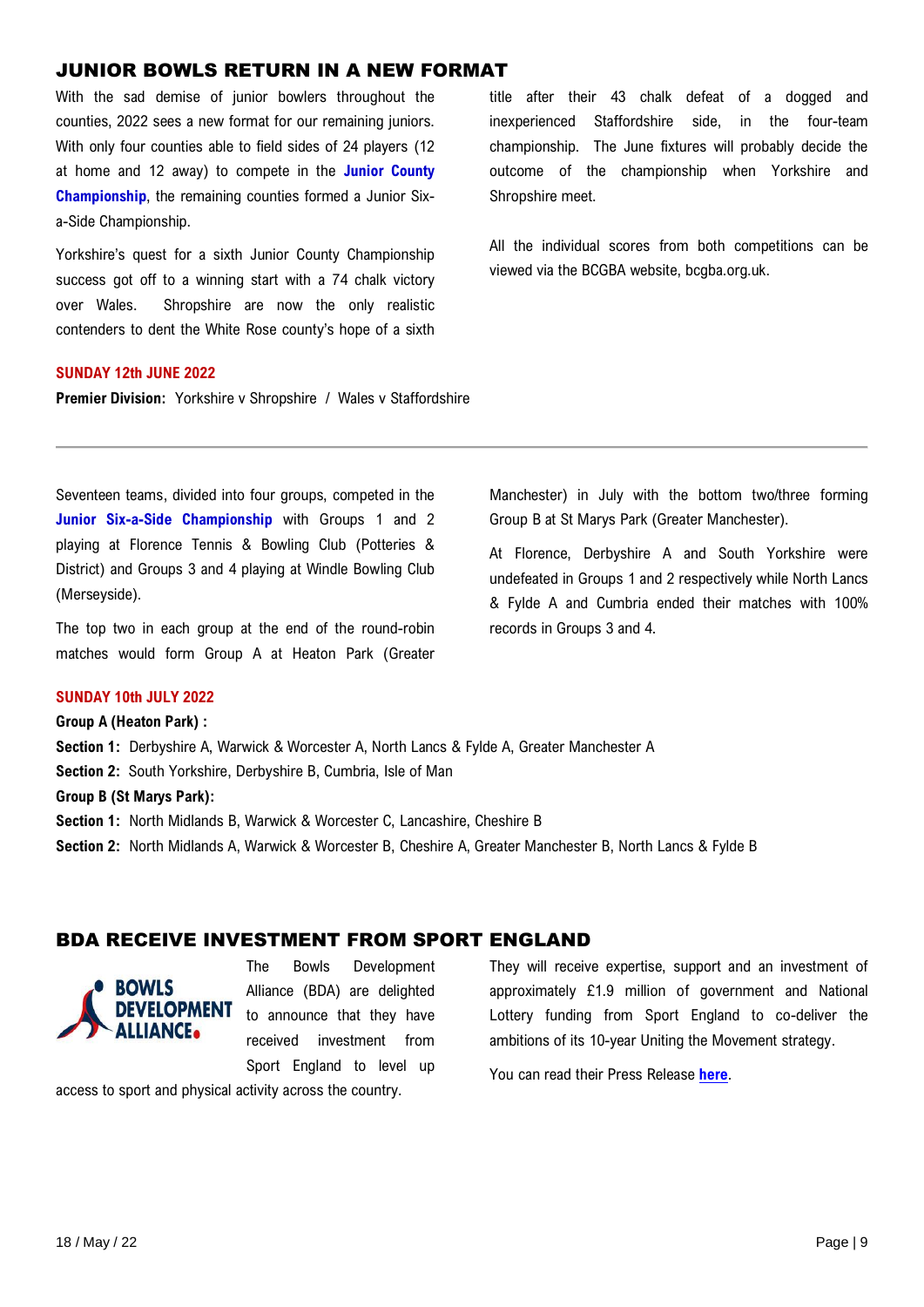## JUNIOR BOWLS RETURN IN A NEW FORMAT

With the sad demise of junior bowlers throughout the counties, 2022 sees a new format for our remaining juniors. With only four counties able to field sides of 24 players (12 at home and 12 away) to compete in the **Junior County Championship**, the remaining counties formed a Junior Six-a-Side Championship.

Yorkshire's quest for a sixth Junior County Championship success got off to a winning start with a 74 chalk victory over Wales. Shropshire are now the only realistic contenders to dent the White Rose county's hope of a sixth title after their 43 chalk defeat of a dogged and inexperienced Staffordshire side, in the four-team championship. The June fixtures will probably decide the outcome of the championship when Yorkshire and Shropshire meet.

All the individual scores from both competitions can be viewed via the BCGBA website, bcgba.org.uk.

**SUNDAY 12th JUNE 2022**

**Premier Division:** Yorkshire v Shropshire / Wales v Staffordshire

---

Seventeen teams, divided into four groups, competed in the **Junior Six-a-Side Championship** with Groups 1 and 2 playing at Florence Tennis & Bowling Club (Potteries & District) and Groups 3 and 4 playing at Windle Bowling Club (Merseyside).

The top two in each group at the end of the round-robin matches would form Group A at Heaton Park (Greater Manchester) in July with the bottom two/three forming Group B at St Marys Park (Greater Manchester).

At Florence, Derbyshire A and South Yorkshire were undefeated in Groups 1 and 2 respectively while North Lancs & Fylde A and Cumbria ended their matches with 100% records in Groups 3 and 4.

**SUNDAY 10th JULY 2022**

**Group A (Heaton Park) :**

**Section 1:** Derbyshire A, Warwick & Worcester A, North Lancs & Fylde A, Greater Manchester A

**Section 2:** South Yorkshire, Derbyshire B, Cumbria, Isle of Man

**Group B (St Marys Park):**

**Section 1:** North Midlands B, Warwick & Worcester C, Lancashire, Cheshire B

**Section 2:** North Midlands A, Warwick & Worcester B, Cheshire A, Greater Manchester B, North Lancs & Fylde B

## BDA RECEIVE INVESTMENT FROM SPORT ENGLAND

BOWLS DEVELOPMENT ALLIANCE

The Bowls Development Alliance (BDA) are delighted to announce that they have received investment from Sport England to level up access to sport and physical activity across the country.

They will receive expertise, support and an investment of approximately £1.9 million of government and National Lottery funding from Sport England to co-deliver the ambitions of its 10-year Uniting the Movement strategy.

You can read their Press Release **here**.

18 / May / 22